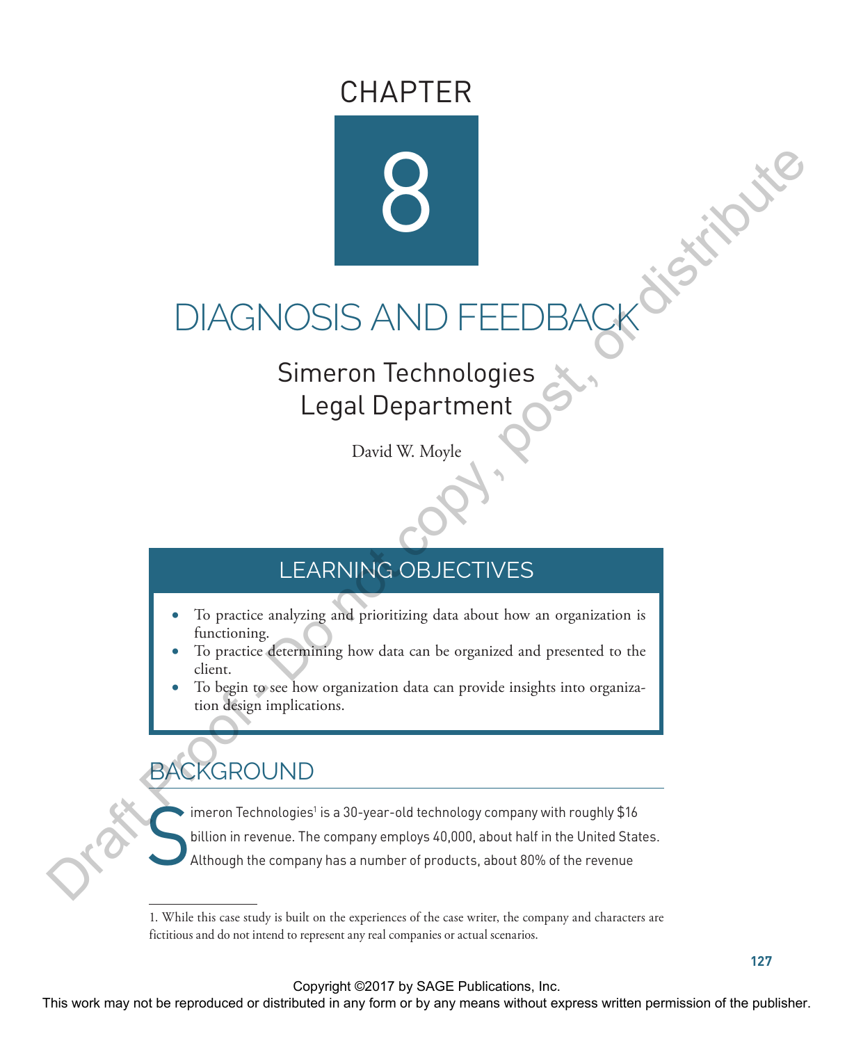# CHAPTER 8

# DIAGNOSIS AND FEEDBACK

## Simeron Technologies Legal Department

David W. Moyle

### LEARNING OBJECTIVES

- To practice analyzing and prioritizing data about how an organization is functioning.
- To practice determining how data can be organized and presented to the client.
- To begin to see how organization data can provide insights into organization design implications.

## BACKGROUND

Simeron Technologies[1] is a 30-year-old technology company with roughly $16 billion in revenue. The company employs 40,000, about half in the United States. Although the company has a number of products, about 80% of the revenue

1. While this case study is built on the experiences of the case writer, the company and characters are fictitious and do not intend to represent any real companies or actual scenarios.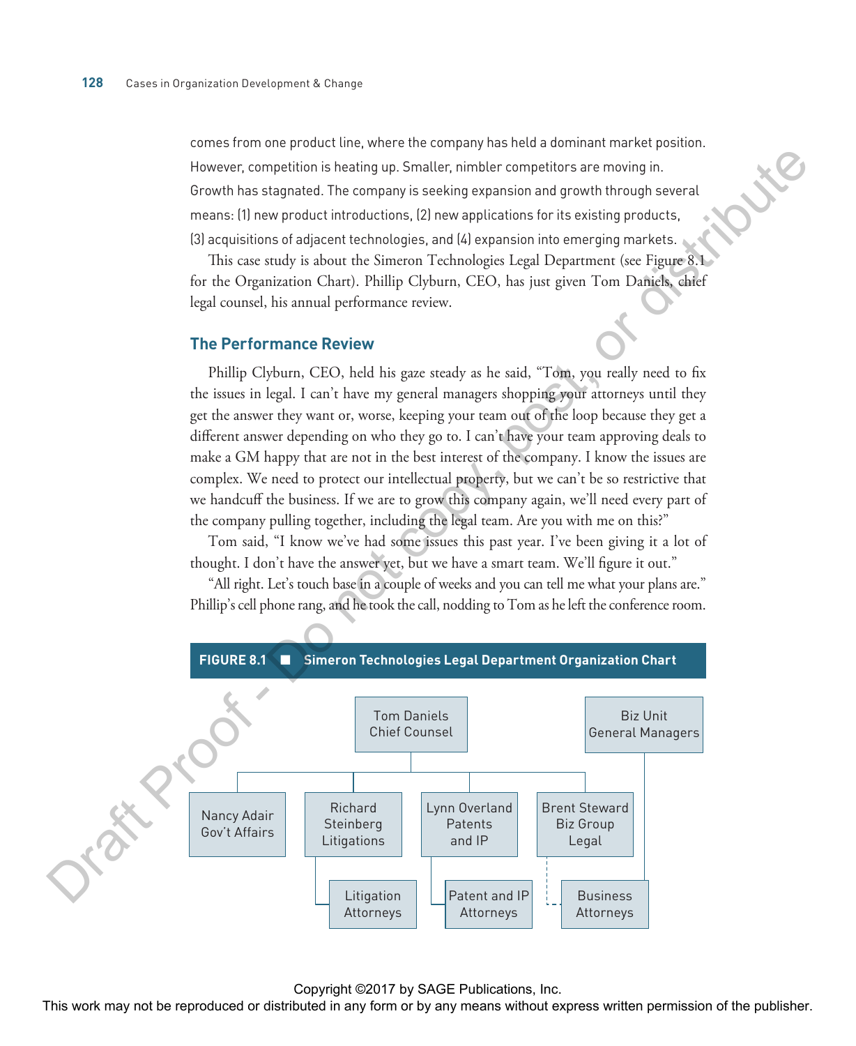comes from one product line, where the company has held a dominant market position. However, competition is heating up. Smaller, nimbler competitors are moving in. Growth has stagnated. The company is seeking expansion and growth through several means: (1) new product introductions, (2) new applications for its existing products, (3) acquisitions of adjacent technologies, and (4) expansion into emerging markets.

This case study is about the Simeron Technologies Legal Department (see Figure 8.1 for the Organization Chart). Phillip Clyburn, CEO, has just given Tom Daniels, chief legal counsel, his annual performance review.

## The Performance Review

Phillip Clyburn, CEO, held his gaze steady as he said, "Tom, you really need to fix the issues in legal. I can't have my general managers shopping your attorneys until they get the answer they want or, worse, keeping your team out of the loop because they get a different answer depending on who they go to. I can't have your team approving deals to make a GM happy that are not in the best interest of the company. I know the issues are complex. We need to protect our intellectual property, but we can't be so restrictive that we handcuff the business. If we are to grow this company again, we'll need every part of the company pulling together, including the legal team. Are you with me on this?"

Tom said, "I know we've had some issues this past year. I've been giving it a lot of thought. I don't have the answer yet, but we have a smart team. We'll figure it out."

"All right. Let's touch base in a couple of weeks and you can tell me what your plans are." Phillip's cell phone rang, and he took the call, nodding to Tom as he left the conference room.

**FIGURE 8.1 ■ Simeron Technologies Legal Department Organization Chart**

- Tom Daniels, Chief Counsel
  - Nancy Adair, Gov't Affairs
  - Richard Steinberg, Litigations
    - Litigation Attorneys
  - Lynn Overland, Patents and IP
    - Patent and IP Attorneys
  - Brent Steward, Biz Group Legal
    - Business Attorneys (dotted line)
- Biz Unit General Managers
  - Business Attorneys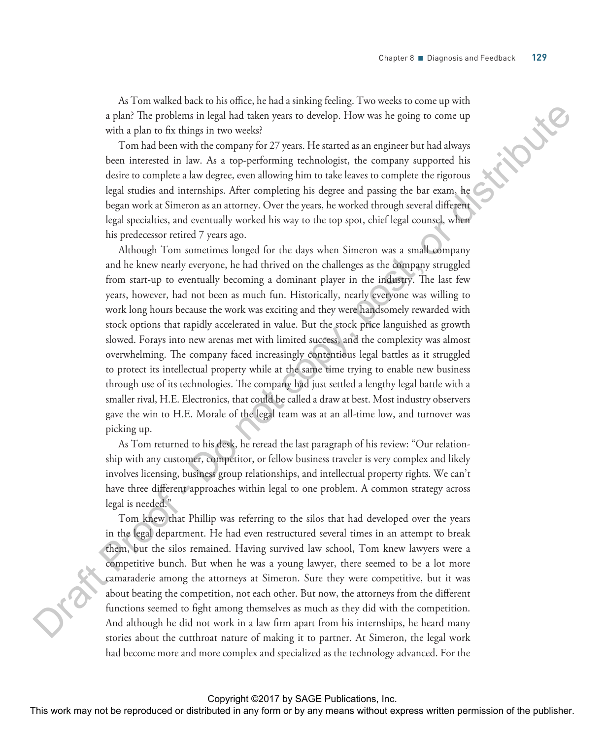As Tom walked back to his office, he had a sinking feeling. Two weeks to come up with a plan? The problems in legal had taken years to develop. How was he going to come up with a plan to fix things in two weeks?

Tom had been with the company for 27 years. He started as an engineer but had always been interested in law. As a top-performing technologist, the company supported his desire to complete a law degree, even allowing him to take leaves to complete the rigorous legal studies and internships. After completing his degree and passing the bar exam, he began work at Simeron as an attorney. Over the years, he worked through several different legal specialties, and eventually worked his way to the top spot, chief legal counsel, when his predecessor retired 7 years ago.

Although Tom sometimes longed for the days when Simeron was a small company and he knew nearly everyone, he had thrived on the challenges as the company struggled from start-up to eventually becoming a dominant player in the industry. The last few years, however, had not been as much fun. Historically, nearly everyone was willing to work long hours because the work was exciting and they were handsomely rewarded with stock options that rapidly accelerated in value. But the stock price languished as growth slowed. Forays into new arenas met with limited success, and the complexity was almost overwhelming. The company faced increasingly contentious legal battles as it struggled to protect its intellectual property while at the same time trying to enable new business through use of its technologies. The company had just settled a lengthy legal battle with a smaller rival, H.E. Electronics, that could be called a draw at best. Most industry observers gave the win to H.E. Morale of the legal team was at an all-time low, and turnover was picking up.

As Tom returned to his desk, he reread the last paragraph of his review: "Our relationship with any customer, competitor, or fellow business traveler is very complex and likely involves licensing, business group relationships, and intellectual property rights. We can't have three different approaches within legal to one problem. A common strategy across legal is needed."

Tom knew that Phillip was referring to the silos that had developed over the years in the legal department. He had even restructured several times in an attempt to break them, but the silos remained. Having survived law school, Tom knew lawyers were a competitive bunch. But when he was a young lawyer, there seemed to be a lot more camaraderie among the attorneys at Simeron. Sure they were competitive, but it was about beating the competition, not each other. But now, the attorneys from the different functions seemed to fight among themselves as much as they did with the competition. And although he did not work in a law firm apart from his internships, he heard many stories about the cutthroat nature of making it to partner. At Simeron, the legal work had become more and more complex and specialized as the technology advanced. For the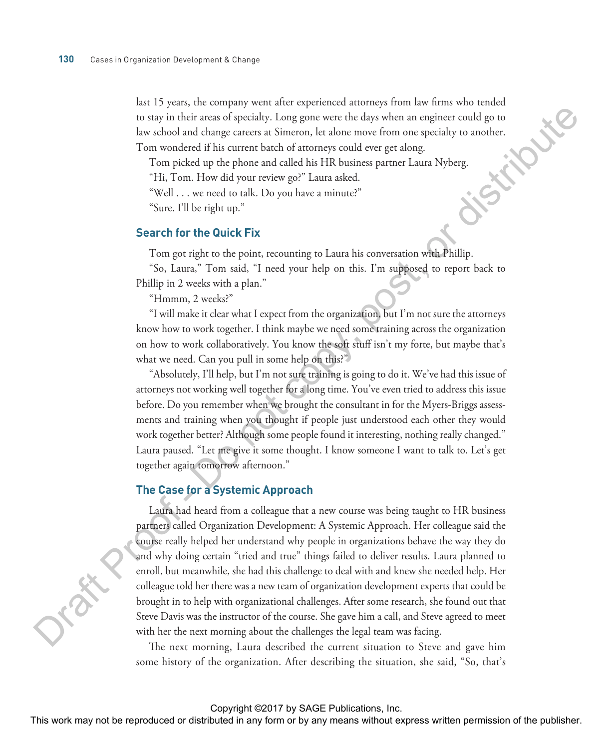last 15 years, the company went after experienced attorneys from law firms who tended to stay in their areas of specialty. Long gone were the days when an engineer could go to law school and change careers at Simeron, let alone move from one specialty to another. Tom wondered if his current batch of attorneys could ever get along.

Tom picked up the phone and called his HR business partner Laura Nyberg.

"Hi, Tom. How did your review go?" Laura asked.

"Well . . . we need to talk. Do you have a minute?"

"Sure. I'll be right up."

## Search for the Quick Fix

Tom got right to the point, recounting to Laura his conversation with Phillip.

"So, Laura," Tom said, "I need your help on this. I'm supposed to report back to Phillip in 2 weeks with a plan."

"Hmmm, 2 weeks?"

"I will make it clear what I expect from the organization, but I'm not sure the attorneys know how to work together. I think maybe we need some training across the organization on how to work collaboratively. You know the soft stuff isn't my forte, but maybe that's what we need. Can you pull in some help on this?"

"Absolutely, I'll help, but I'm not sure training is going to do it. We've had this issue of attorneys not working well together for a long time. You've even tried to address this issue before. Do you remember when we brought the consultant in for the Myers-Briggs assessments and training when you thought if people just understood each other they would work together better? Although some people found it interesting, nothing really changed." Laura paused. "Let me give it some thought. I know someone I want to talk to. Let's get together again tomorrow afternoon."

## The Case for a Systemic Approach

Laura had heard from a colleague that a new course was being taught to HR business partners called Organization Development: A Systemic Approach. Her colleague said the course really helped her understand why people in organizations behave the way they do and why doing certain "tried and true" things failed to deliver results. Laura planned to enroll, but meanwhile, she had this challenge to deal with and knew she needed help. Her colleague told her there was a new team of organization development experts that could be brought in to help with organizational challenges. After some research, she found out that Steve Davis was the instructor of the course. She gave him a call, and Steve agreed to meet with her the next morning about the challenges the legal team was facing.

The next morning, Laura described the current situation to Steve and gave him some history of the organization. After describing the situation, she said, "So, that's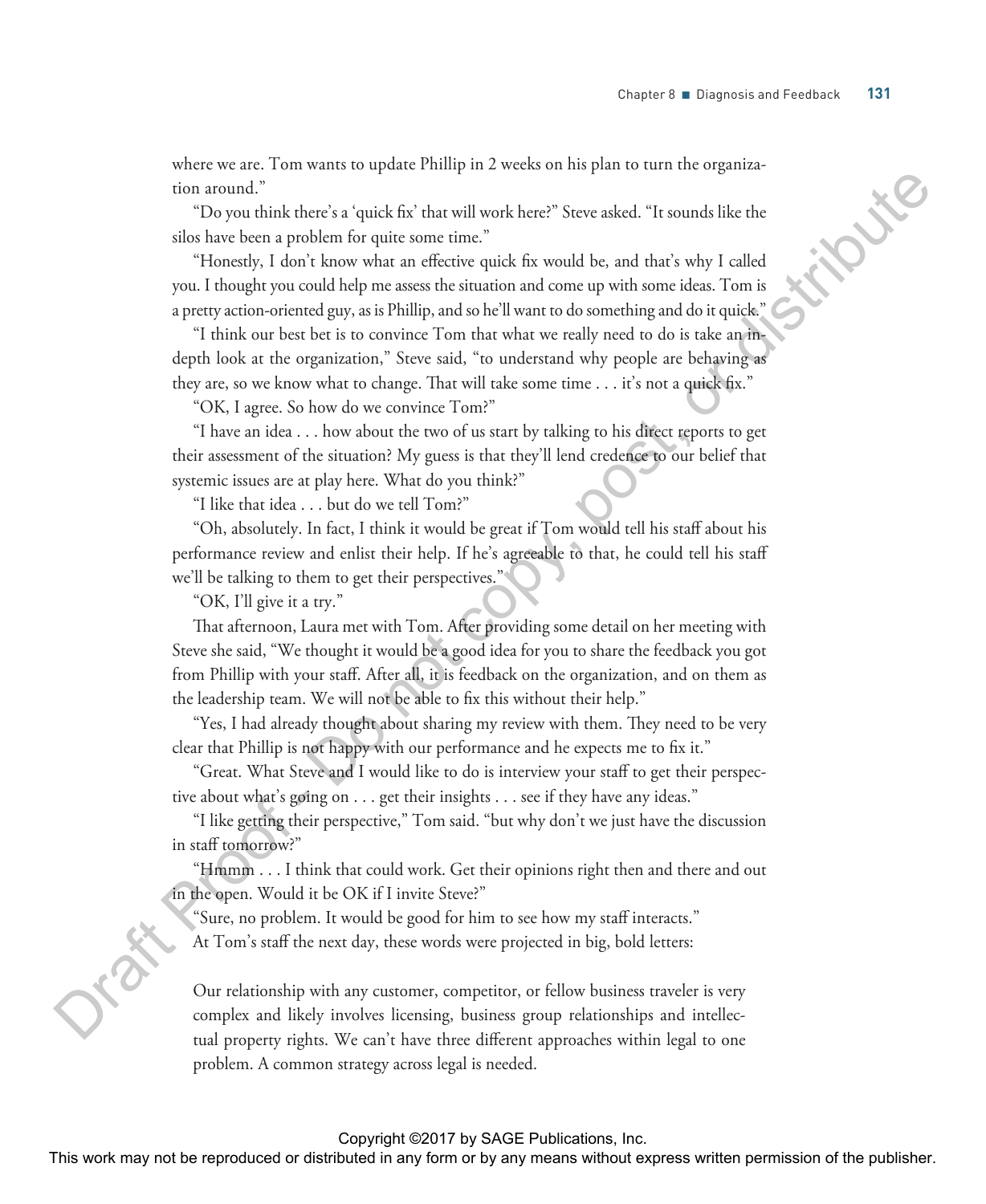where we are. Tom wants to update Phillip in 2 weeks on his plan to turn the organization around."

"Do you think there's a 'quick fix' that will work here?" Steve asked. "It sounds like the silos have been a problem for quite some time."

"Honestly, I don't know what an effective quick fix would be, and that's why I called you. I thought you could help me assess the situation and come up with some ideas. Tom is a pretty action-oriented guy, as is Phillip, and so he'll want to do something and do it quick."

"I think our best bet is to convince Tom that what we really need to do is take an in-depth look at the organization," Steve said, "to understand why people are behaving as they are, so we know what to change. That will take some time . . . it's not a quick fix."

"OK, I agree. So how do we convince Tom?"

"I have an idea . . . how about the two of us start by talking to his direct reports to get their assessment of the situation? My guess is that they'll lend credence to our belief that systemic issues are at play here. What do you think?"

"I like that idea . . . but do we tell Tom?"

"Oh, absolutely. In fact, I think it would be great if Tom would tell his staff about his performance review and enlist their help. If he's agreeable to that, he could tell his staff we'll be talking to them to get their perspectives."

"OK, I'll give it a try."

That afternoon, Laura met with Tom. After providing some detail on her meeting with Steve she said, "We thought it would be a good idea for you to share the feedback you got from Phillip with your staff. After all, it is feedback on the organization, and on them as the leadership team. We will not be able to fix this without their help."

"Yes, I had already thought about sharing my review with them. They need to be very clear that Phillip is not happy with our performance and he expects me to fix it."

"Great. What Steve and I would like to do is interview your staff to get their perspective about what's going on . . . get their insights . . . see if they have any ideas."

"I like getting their perspective," Tom said. "but why don't we just have the discussion in staff tomorrow?"

"Hmmm . . . I think that could work. Get their opinions right then and there and out in the open. Would it be OK if I invite Steve?"

"Sure, no problem. It would be good for him to see how my staff interacts."

At Tom's staff the next day, these words were projected in big, bold letters:

> Our relationship with any customer, competitor, or fellow business traveler is very complex and likely involves licensing, business group relationships and intellectual property rights. We can't have three different approaches within legal to one problem. A common strategy across legal is needed.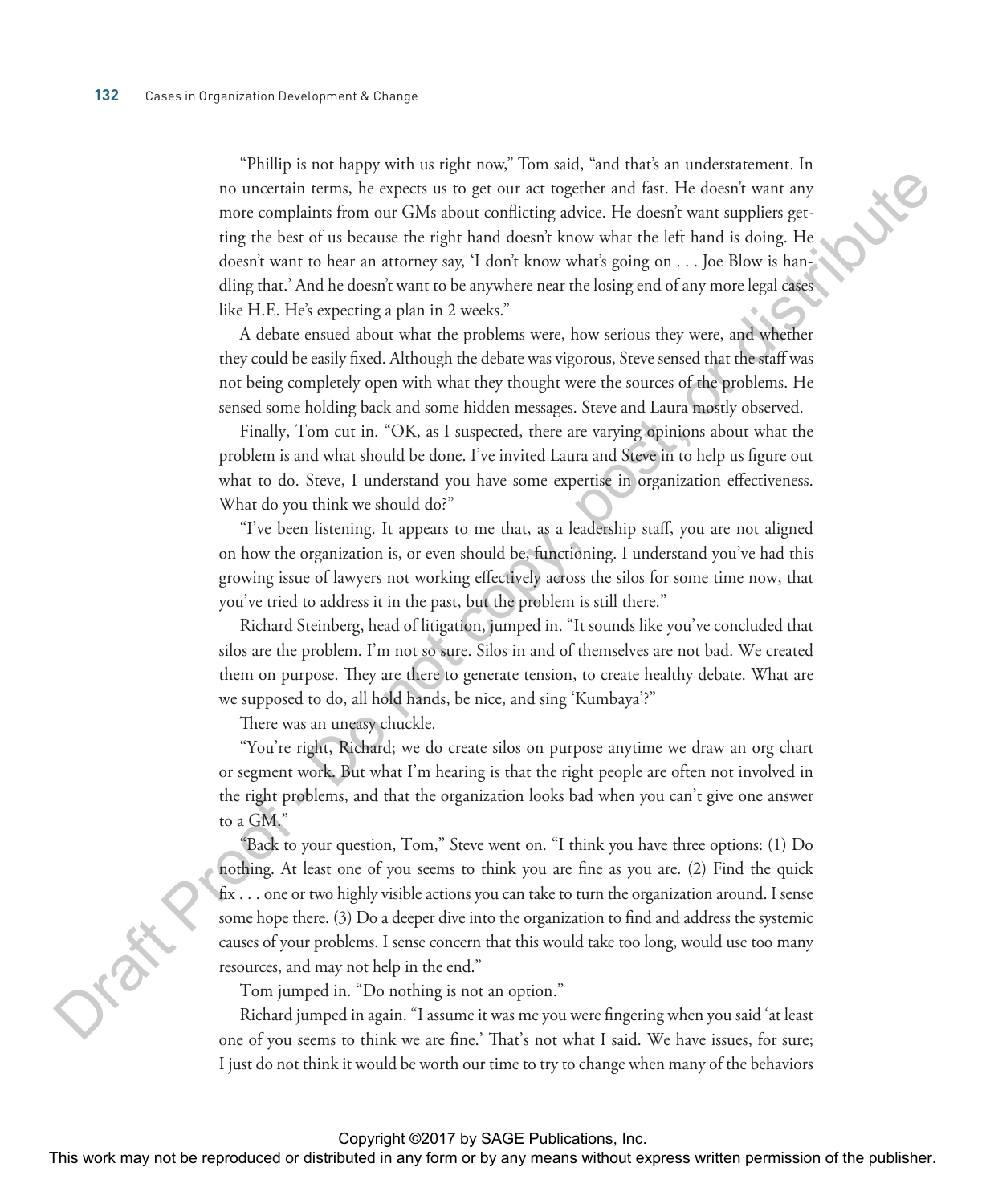"Phillip is not happy with us right now," Tom said, "and that's an understatement. In no uncertain terms, he expects us to get our act together and fast. He doesn't want any more complaints from our GMs about conflicting advice. He doesn't want suppliers getting the best of us because the right hand doesn't know what the left hand is doing. He doesn't want to hear an attorney say, 'I don't know what's going on . . . Joe Blow is handling that.' And he doesn't want to be anywhere near the losing end of any more legal cases like H.E. He's expecting a plan in 2 weeks."

A debate ensued about what the problems were, how serious they were, and whether they could be easily fixed. Although the debate was vigorous, Steve sensed that the staff was not being completely open with what they thought were the sources of the problems. He sensed some holding back and some hidden messages. Steve and Laura mostly observed.

Finally, Tom cut in. "OK, as I suspected, there are varying opinions about what the problem is and what should be done. I've invited Laura and Steve in to help us figure out what to do. Steve, I understand you have some expertise in organization effectiveness. What do you think we should do?"

"I've been listening. It appears to me that, as a leadership staff, you are not aligned on how the organization is, or even should be, functioning. I understand you've had this growing issue of lawyers not working effectively across the silos for some time now, that you've tried to address it in the past, but the problem is still there."

Richard Steinberg, head of litigation, jumped in. "It sounds like you've concluded that silos are the problem. I'm not so sure. Silos in and of themselves are not bad. We created them on purpose. They are there to generate tension, to create healthy debate. What are we supposed to do, all hold hands, be nice, and sing 'Kumbaya'?"

There was an uneasy chuckle.

"You're right, Richard; we do create silos on purpose anytime we draw an org chart or segment work. But what I'm hearing is that the right people are often not involved in the right problems, and that the organization looks bad when you can't give one answer to a GM."

"Back to your question, Tom," Steve went on. "I think you have three options: (1) Do nothing. At least one of you seems to think you are fine as you are. (2) Find the quick fix . . . one or two highly visible actions you can take to turn the organization around. I sense some hope there. (3) Do a deeper dive into the organization to find and address the systemic causes of your problems. I sense concern that this would take too long, would use too many resources, and may not help in the end."

Tom jumped in. "Do nothing is not an option."

Richard jumped in again. "I assume it was me you were fingering when you said 'at least one of you seems to think we are fine.' That's not what I said. We have issues, for sure; I just do not think it would be worth our time to try to change when many of the behaviors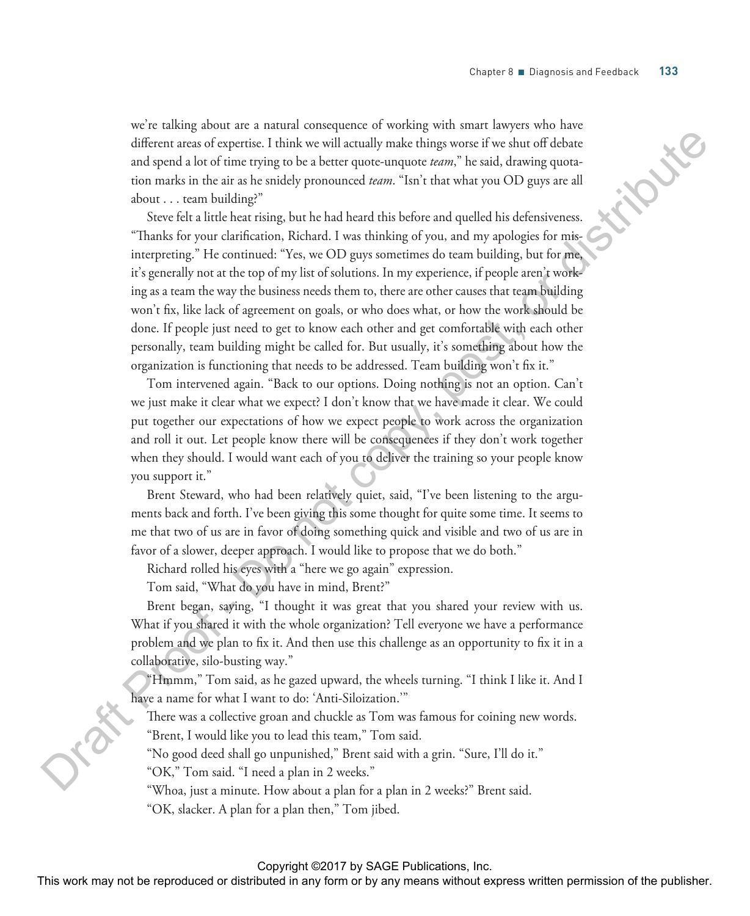we're talking about are a natural consequence of working with smart lawyers who have different areas of expertise. I think we will actually make things worse if we shut off debate and spend a lot of time trying to be a better quote-unquote *team*," he said, drawing quotation marks in the air as he snidely pronounced *team*. "Isn't that what you OD guys are all about . . . team building?"

Steve felt a little heat rising, but he had heard this before and quelled his defensiveness. "Thanks for your clarification, Richard. I was thinking of you, and my apologies for misinterpreting." He continued: "Yes, we OD guys sometimes do team building, but for me, it's generally not at the top of my list of solutions. In my experience, if people aren't working as a team the way the business needs them to, there are other causes that team building won't fix, like lack of agreement on goals, or who does what, or how the work should be done. If people just need to get to know each other and get comfortable with each other personally, team building might be called for. But usually, it's something about how the organization is functioning that needs to be addressed. Team building won't fix it."

Tom intervened again. "Back to our options. Doing nothing is not an option. Can't we just make it clear what we expect? I don't know that we have made it clear. We could put together our expectations of how we expect people to work across the organization and roll it out. Let people know there will be consequences if they don't work together when they should. I would want each of you to deliver the training so your people know you support it."

Brent Steward, who had been relatively quiet, said, "I've been listening to the arguments back and forth. I've been giving this some thought for quite some time. It seems to me that two of us are in favor of doing something quick and visible and two of us are in favor of a slower, deeper approach. I would like to propose that we do both."

Richard rolled his eyes with a "here we go again" expression.

Tom said, "What do you have in mind, Brent?"

Brent began, saying, "I thought it was great that you shared your review with us. What if you shared it with the whole organization? Tell everyone we have a performance problem and we plan to fix it. And then use this challenge as an opportunity to fix it in a collaborative, silo-busting way."

"Hmmm," Tom said, as he gazed upward, the wheels turning. "I think I like it. And I have a name for what I want to do: 'Anti-Siloization.'"

There was a collective groan and chuckle as Tom was famous for coining new words.

"Brent, I would like you to lead this team," Tom said.

"No good deed shall go unpunished," Brent said with a grin. "Sure, I'll do it."

"OK," Tom said. "I need a plan in 2 weeks."

"Whoa, just a minute. How about a plan for a plan in 2 weeks?" Brent said.

"OK, slacker. A plan for a plan then," Tom jibed.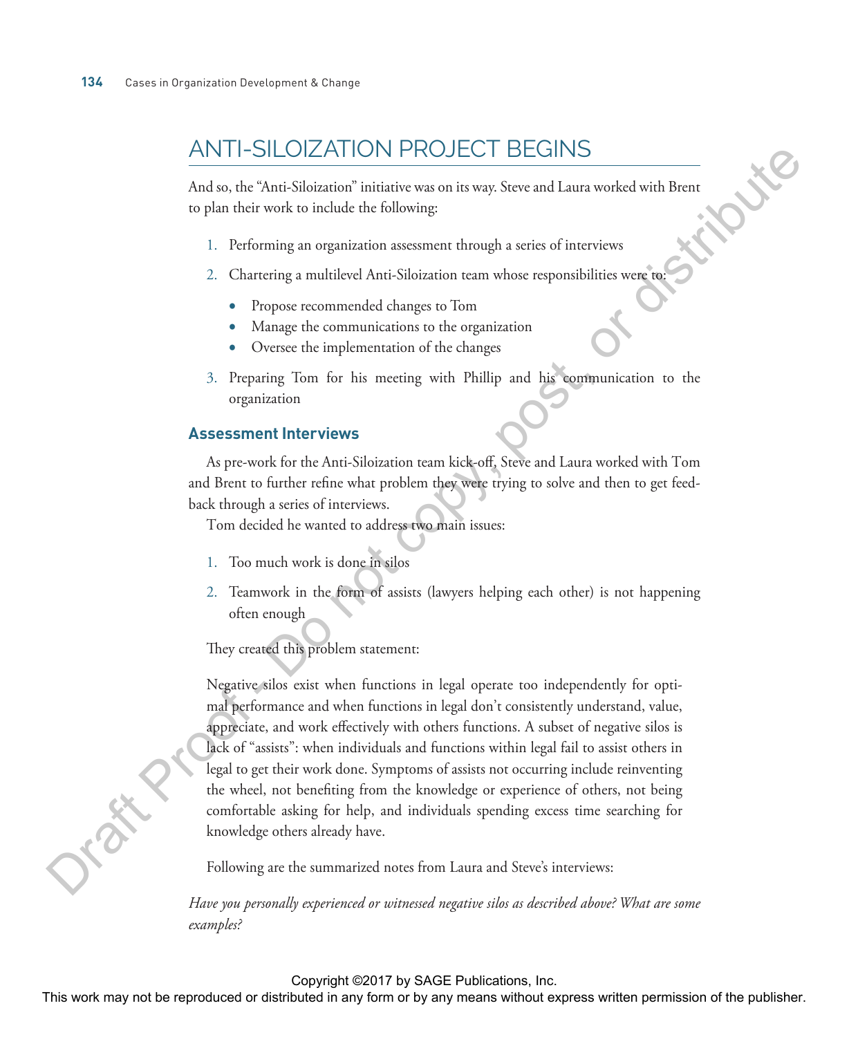## ANTI-SILOIZATION PROJECT BEGINS

And so, the "Anti-Siloization" initiative was on its way. Steve and Laura worked with Brent to plan their work to include the following:

1. Performing an organization assessment through a series of interviews
2. Chartering a multilevel Anti-Siloization team whose responsibilities were to:
   - Propose recommended changes to Tom
   - Manage the communications to the organization
   - Oversee the implementation of the changes
3. Preparing Tom for his meeting with Phillip and his communication to the organization

### Assessment Interviews

As pre-work for the Anti-Siloization team kick-off, Steve and Laura worked with Tom and Brent to further refine what problem they were trying to solve and then to get feedback through a series of interviews.

Tom decided he wanted to address two main issues:

1. Too much work is done in silos
2. Teamwork in the form of assists (lawyers helping each other) is not happening often enough

They created this problem statement:

> Negative silos exist when functions in legal operate too independently for optimal performance and when functions in legal don't consistently understand, value, appreciate, and work effectively with others functions. A subset of negative silos is lack of "assists": when individuals and functions within legal fail to assist others in legal to get their work done. Symptoms of assists not occurring include reinventing the wheel, not benefiting from the knowledge or experience of others, not being comfortable asking for help, and individuals spending excess time searching for knowledge others already have.

Following are the summarized notes from Laura and Steve's interviews:

*Have you personally experienced or witnessed negative silos as described above? What are some examples?*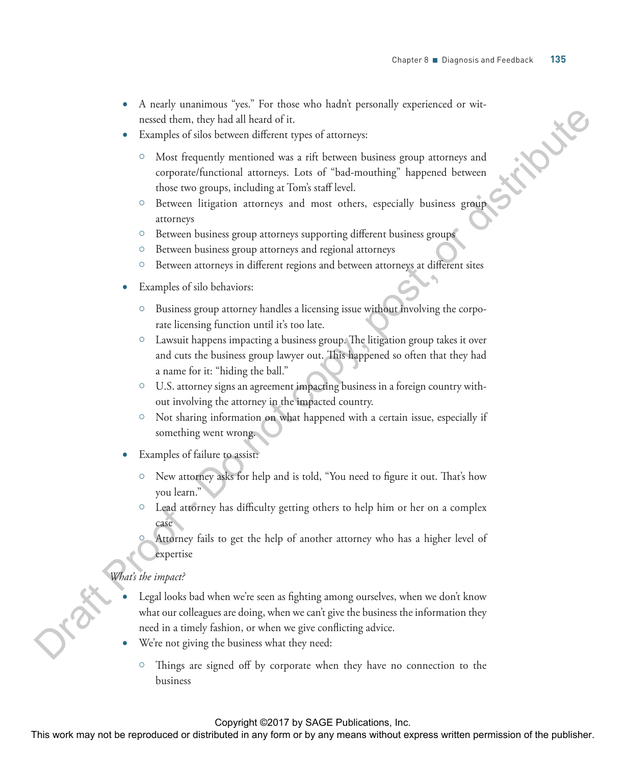- A nearly unanimous "yes." For those who hadn't personally experienced or witnessed them, they had all heard of it.
- Examples of silos between different types of attorneys:
  - Most frequently mentioned was a rift between business group attorneys and corporate/functional attorneys. Lots of "bad-mouthing" happened between those two groups, including at Tom's staff level.
  - Between litigation attorneys and most others, especially business group attorneys
  - Between business group attorneys supporting different business groups
  - Between business group attorneys and regional attorneys
  - Between attorneys in different regions and between attorneys at different sites
- Examples of silo behaviors:
  - Business group attorney handles a licensing issue without involving the corporate licensing function until it's too late.
  - Lawsuit happens impacting a business group. The litigation group takes it over and cuts the business group lawyer out. This happened so often that they had a name for it: "hiding the ball."
  - U.S. attorney signs an agreement impacting business in a foreign country without involving the attorney in the impacted country.
  - Not sharing information on what happened with a certain issue, especially if something went wrong.
- Examples of failure to assist:
  - New attorney asks for help and is told, "You need to figure it out. That's how you learn."
  - Lead attorney has difficulty getting others to help him or her on a complex case
  - Attorney fails to get the help of another attorney who has a higher level of expertise

*What's the impact?*

- Legal looks bad when we're seen as fighting among ourselves, when we don't know what our colleagues are doing, when we can't give the business the information they need in a timely fashion, or when we give conflicting advice.
- We're not giving the business what they need:
  - Things are signed off by corporate when they have no connection to the business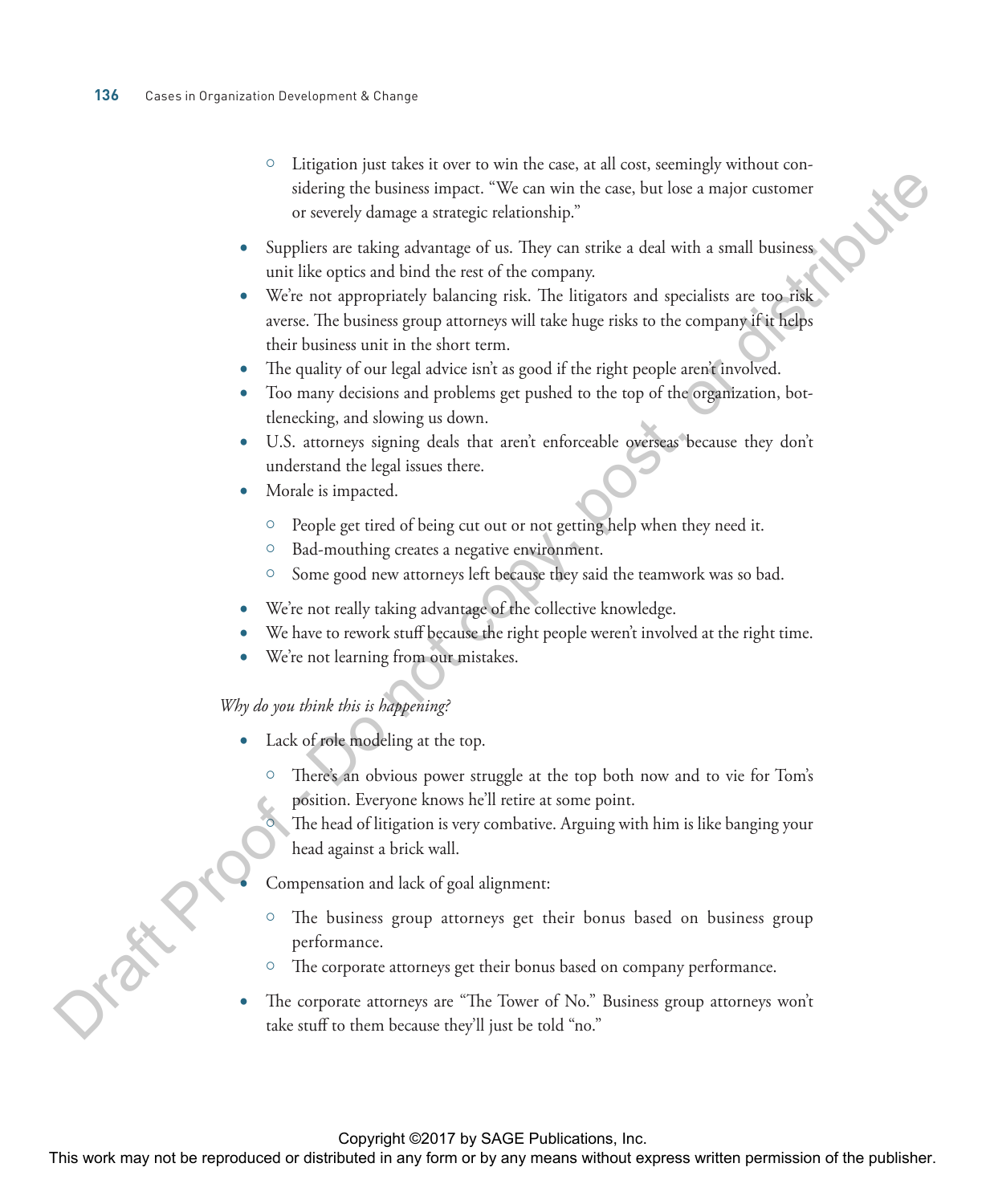- Litigation just takes it over to win the case, at all cost, seemingly without considering the business impact. "We can win the case, but lose a major customer or severely damage a strategic relationship."

- Suppliers are taking advantage of us. They can strike a deal with a small business unit like optics and bind the rest of the company.
- We're not appropriately balancing risk. The litigators and specialists are too risk averse. The business group attorneys will take huge risks to the company if it helps their business unit in the short term.
- The quality of our legal advice isn't as good if the right people aren't involved.
- Too many decisions and problems get pushed to the top of the organization, bottlenecking, and slowing us down.
- U.S. attorneys signing deals that aren't enforceable overseas because they don't understand the legal issues there.
- Morale is impacted.
    - People get tired of being cut out or not getting help when they need it.
    - Bad-mouthing creates a negative environment.
    - Some good new attorneys left because they said the teamwork was so bad.
- We're not really taking advantage of the collective knowledge.
- We have to rework stuff because the right people weren't involved at the right time.
- We're not learning from our mistakes.

*Why do you think this is happening?*

- Lack of role modeling at the top.
    - There's an obvious power struggle at the top both now and to vie for Tom's position. Everyone knows he'll retire at some point.
    - The head of litigation is very combative. Arguing with him is like banging your head against a brick wall.
- Compensation and lack of goal alignment:
    - The business group attorneys get their bonus based on business group performance.
    - The corporate attorneys get their bonus based on company performance.
- The corporate attorneys are "The Tower of No." Business group attorneys won't take stuff to them because they'll just be told "no."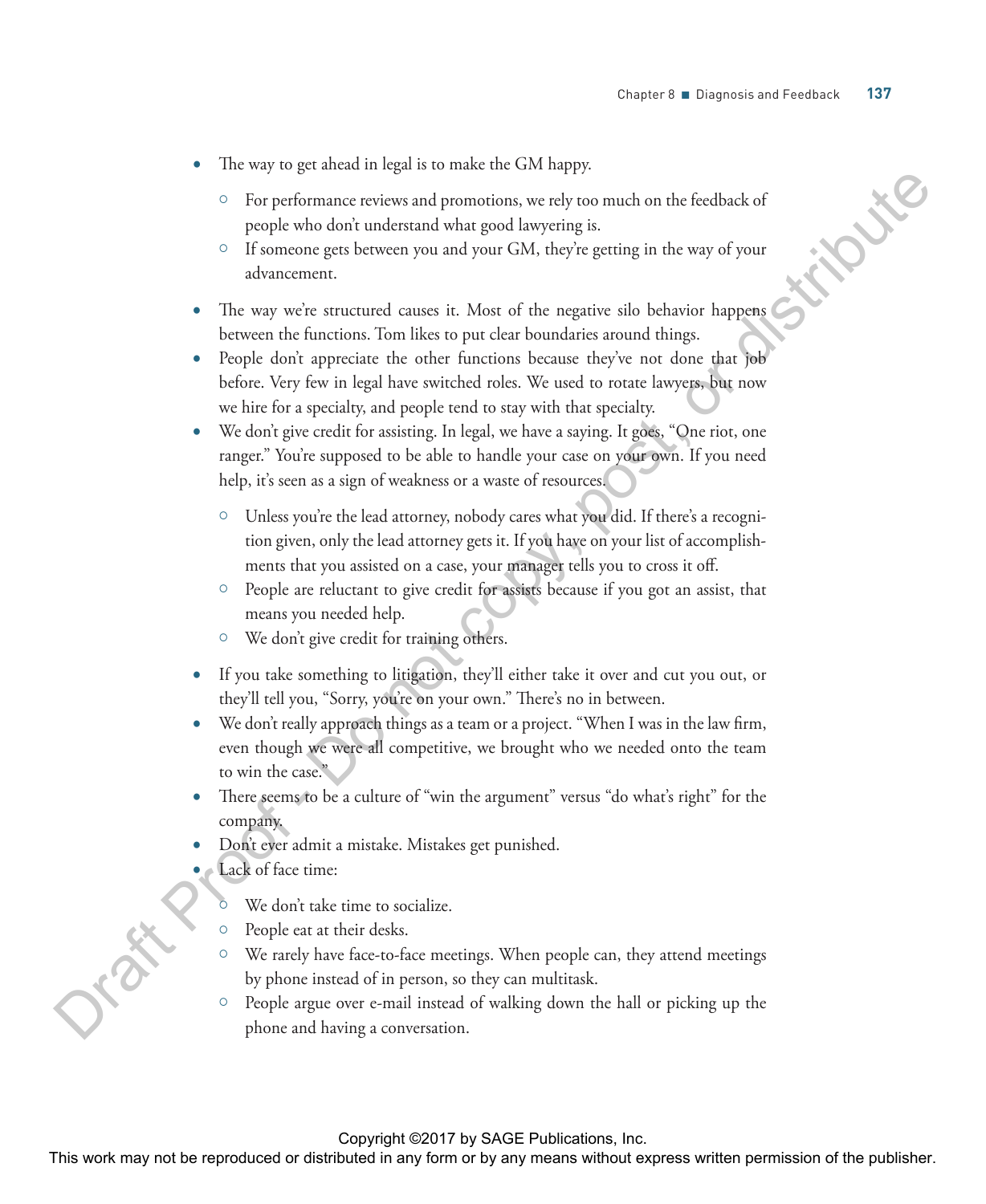- The way to get ahead in legal is to make the GM happy.
    - For performance reviews and promotions, we rely too much on the feedback of people who don't understand what good lawyering is.
    - If someone gets between you and your GM, they're getting in the way of your advancement.
- The way we're structured causes it. Most of the negative silo behavior happens between the functions. Tom likes to put clear boundaries around things.
- People don't appreciate the other functions because they've not done that job before. Very few in legal have switched roles. We used to rotate lawyers, but now we hire for a specialty, and people tend to stay with that specialty.
- We don't give credit for assisting. In legal, we have a saying. It goes, "One riot, one ranger." You're supposed to be able to handle your case on your own. If you need help, it's seen as a sign of weakness or a waste of resources.
    - Unless you're the lead attorney, nobody cares what you did. If there's a recognition given, only the lead attorney gets it. If you have on your list of accomplishments that you assisted on a case, your manager tells you to cross it off.
    - People are reluctant to give credit for assists because if you got an assist, that means you needed help.
    - We don't give credit for training others.
- If you take something to litigation, they'll either take it over and cut you out, or they'll tell you, "Sorry, you're on your own." There's no in between.
- We don't really approach things as a team or a project. "When I was in the law firm, even though we were all competitive, we brought who we needed onto the team to win the case."
- There seems to be a culture of "win the argument" versus "do what's right" for the company.
- Don't ever admit a mistake. Mistakes get punished.
- Lack of face time:
    - We don't take time to socialize.
    - People eat at their desks.
    - We rarely have face-to-face meetings. When people can, they attend meetings by phone instead of in person, so they can multitask.
    - People argue over e-mail instead of walking down the hall or picking up the phone and having a conversation.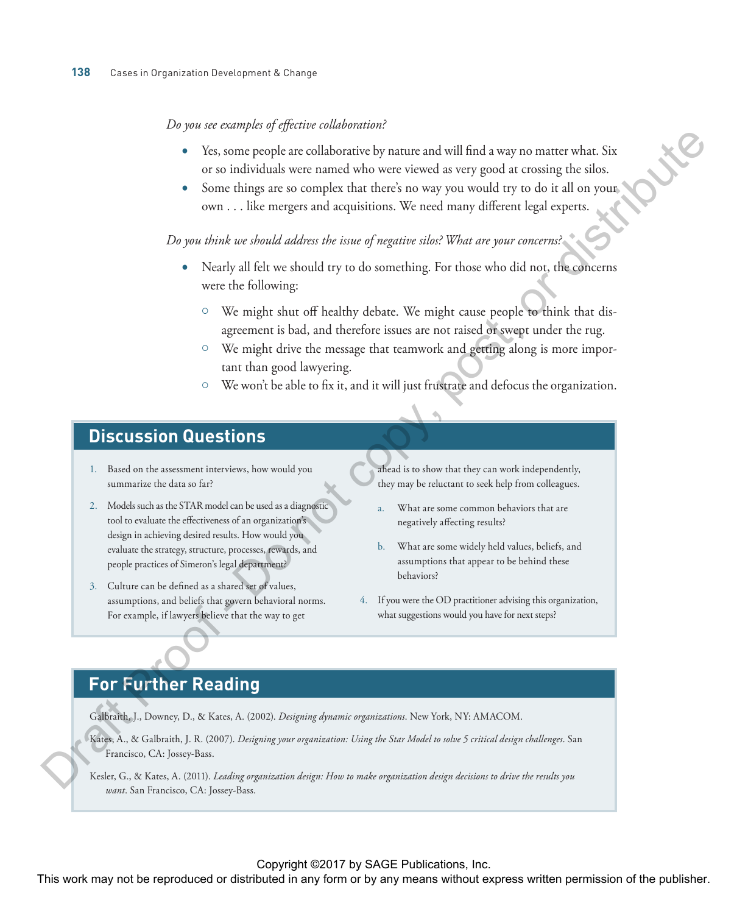*Do you see examples of effective collaboration?*

- Yes, some people are collaborative by nature and will find a way no matter what. Six or so individuals were named who were viewed as very good at crossing the silos.
- Some things are so complex that there's no way you would try to do it all on your own . . . like mergers and acquisitions. We need many different legal experts.

*Do you think we should address the issue of negative silos? What are your concerns?*

- Nearly all felt we should try to do something. For those who did not, the concerns were the following:
  - We might shut off healthy debate. We might cause people to think that disagreement is bad, and therefore issues are not raised or swept under the rug.
  - We might drive the message that teamwork and getting along is more important than good lawyering.
  - We won't be able to fix it, and it will just frustrate and defocus the organization.

## Discussion Questions

1. Based on the assessment interviews, how would you summarize the data so far?
2. Models such as the STAR model can be used as a diagnostic tool to evaluate the effectiveness of an organization's design in achieving desired results. How would you evaluate the strategy, structure, processes, rewards, and people practices of Simeron's legal department?
3. Culture can be defined as a shared set of values, assumptions, and beliefs that govern behavioral norms. For example, if lawyers believe that the way to get ahead is to show that they can work independently, they may be reluctant to seek help from colleagues.
   a. What are some common behaviors that are negatively affecting results?
   b. What are some widely held values, beliefs, and assumptions that appear to be behind these behaviors?
4. If you were the OD practitioner advising this organization, what suggestions would you have for next steps?

## For Further Reading

Galbraith, J., Downey, D., & Kates, A. (2002). *Designing dynamic organizations*. New York, NY: AMACOM.

Kates, A., & Galbraith, J. R. (2007). *Designing your organization: Using the Star Model to solve 5 critical design challenges*. San Francisco, CA: Jossey-Bass.

Kesler, G., & Kates, A. (2011). *Leading organization design: How to make organization design decisions to drive the results you want*. San Francisco, CA: Jossey-Bass.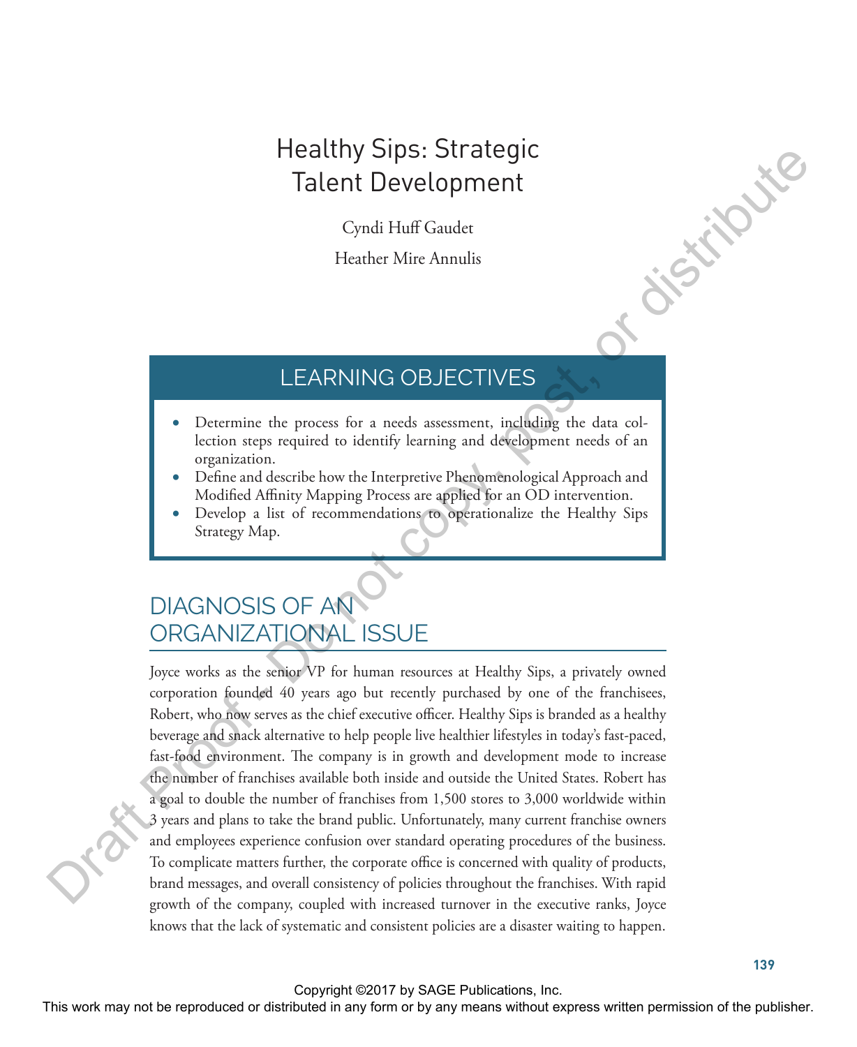# Healthy Sips: Strategic Talent Development

Cyndi Huff Gaudet

Heather Mire Annulis

## LEARNING OBJECTIVES

- Determine the process for a needs assessment, including the data collection steps required to identify learning and development needs of an organization.
- Define and describe how the Interpretive Phenomenological Approach and Modified Affinity Mapping Process are applied for an OD intervention.
- Develop a list of recommendations to operationalize the Healthy Sips Strategy Map.

## DIAGNOSIS OF AN ORGANIZATIONAL ISSUE

Joyce works as the senior VP for human resources at Healthy Sips, a privately owned corporation founded 40 years ago but recently purchased by one of the franchisees, Robert, who now serves as the chief executive officer. Healthy Sips is branded as a healthy beverage and snack alternative to help people live healthier lifestyles in today's fast-paced, fast-food environment. The company is in growth and development mode to increase the number of franchises available both inside and outside the United States. Robert has a goal to double the number of franchises from 1,500 stores to 3,000 worldwide within 3 years and plans to take the brand public. Unfortunately, many current franchise owners and employees experience confusion over standard operating procedures of the business. To complicate matters further, the corporate office is concerned with quality of products, brand messages, and overall consistency of policies throughout the franchises. With rapid growth of the company, coupled with increased turnover in the executive ranks, Joyce knows that the lack of systematic and consistent policies are a disaster waiting to happen.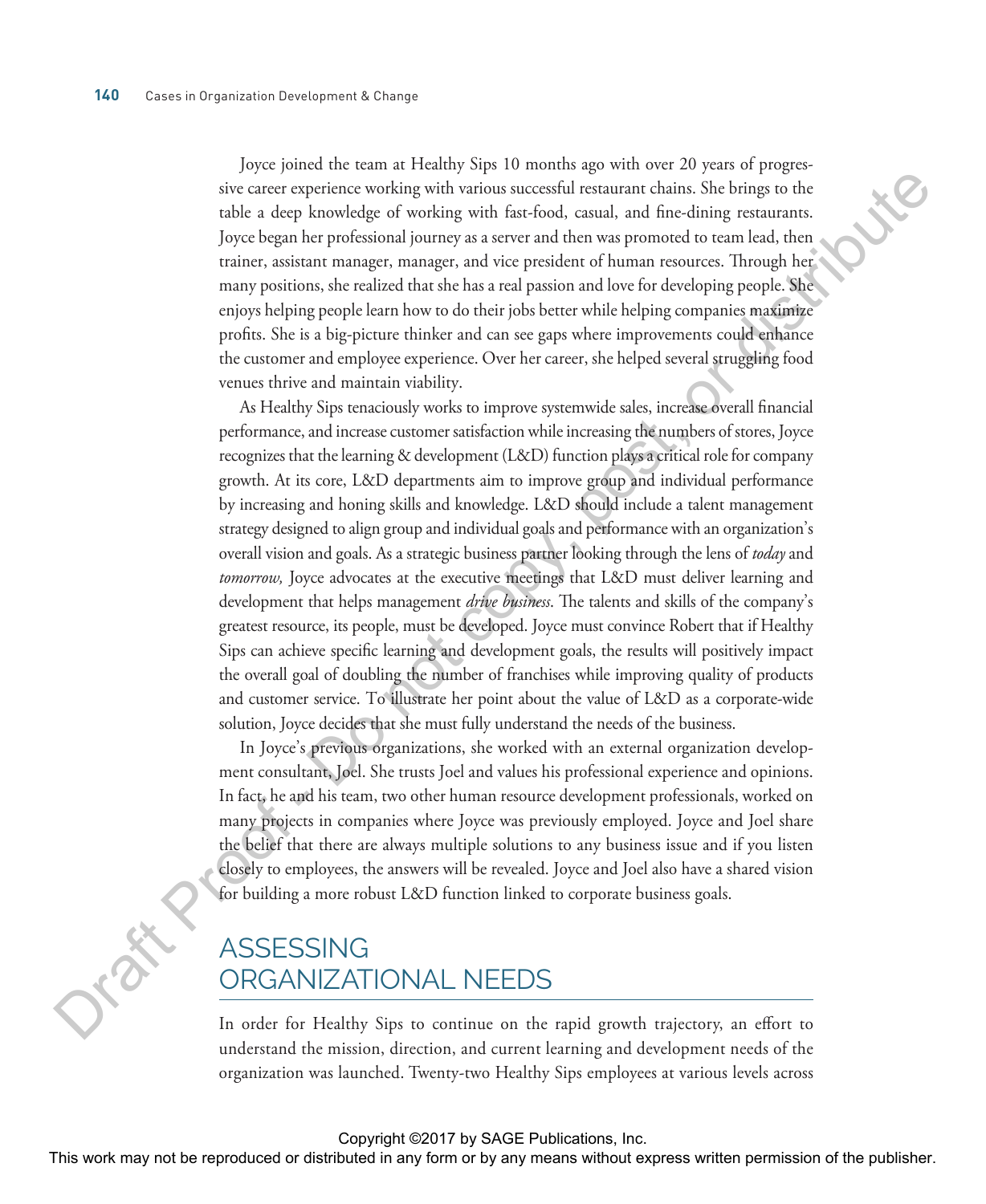Joyce joined the team at Healthy Sips 10 months ago with over 20 years of progressive career experience working with various successful restaurant chains. She brings to the table a deep knowledge of working with fast-food, casual, and fine-dining restaurants. Joyce began her professional journey as a server and then was promoted to team lead, then trainer, assistant manager, manager, and vice president of human resources. Through her many positions, she realized that she has a real passion and love for developing people. She enjoys helping people learn how to do their jobs better while helping companies maximize profits. She is a big-picture thinker and can see gaps where improvements could enhance the customer and employee experience. Over her career, she helped several struggling food venues thrive and maintain viability.

As Healthy Sips tenaciously works to improve systemwide sales, increase overall financial performance, and increase customer satisfaction while increasing the numbers of stores, Joyce recognizes that the learning & development (L&D) function plays a critical role for company growth. At its core, L&D departments aim to improve group and individual performance by increasing and honing skills and knowledge. L&D should include a talent management strategy designed to align group and individual goals and performance with an organization's overall vision and goals. As a strategic business partner looking through the lens of *today* and *tomorrow,* Joyce advocates at the executive meetings that L&D must deliver learning and development that helps management *drive business*. The talents and skills of the company's greatest resource, its people, must be developed. Joyce must convince Robert that if Healthy Sips can achieve specific learning and development goals, the results will positively impact the overall goal of doubling the number of franchises while improving quality of products and customer service. To illustrate her point about the value of L&D as a corporate-wide solution, Joyce decides that she must fully understand the needs of the business.

In Joyce's previous organizations, she worked with an external organization development consultant, Joel. She trusts Joel and values his professional experience and opinions. In fact, he and his team, two other human resource development professionals, worked on many projects in companies where Joyce was previously employed. Joyce and Joel share the belief that there are always multiple solutions to any business issue and if you listen closely to employees, the answers will be revealed. Joyce and Joel also have a shared vision for building a more robust L&D function linked to corporate business goals.

## ASSESSING ORGANIZATIONAL NEEDS

In order for Healthy Sips to continue on the rapid growth trajectory, an effort to understand the mission, direction, and current learning and development needs of the organization was launched. Twenty-two Healthy Sips employees at various levels across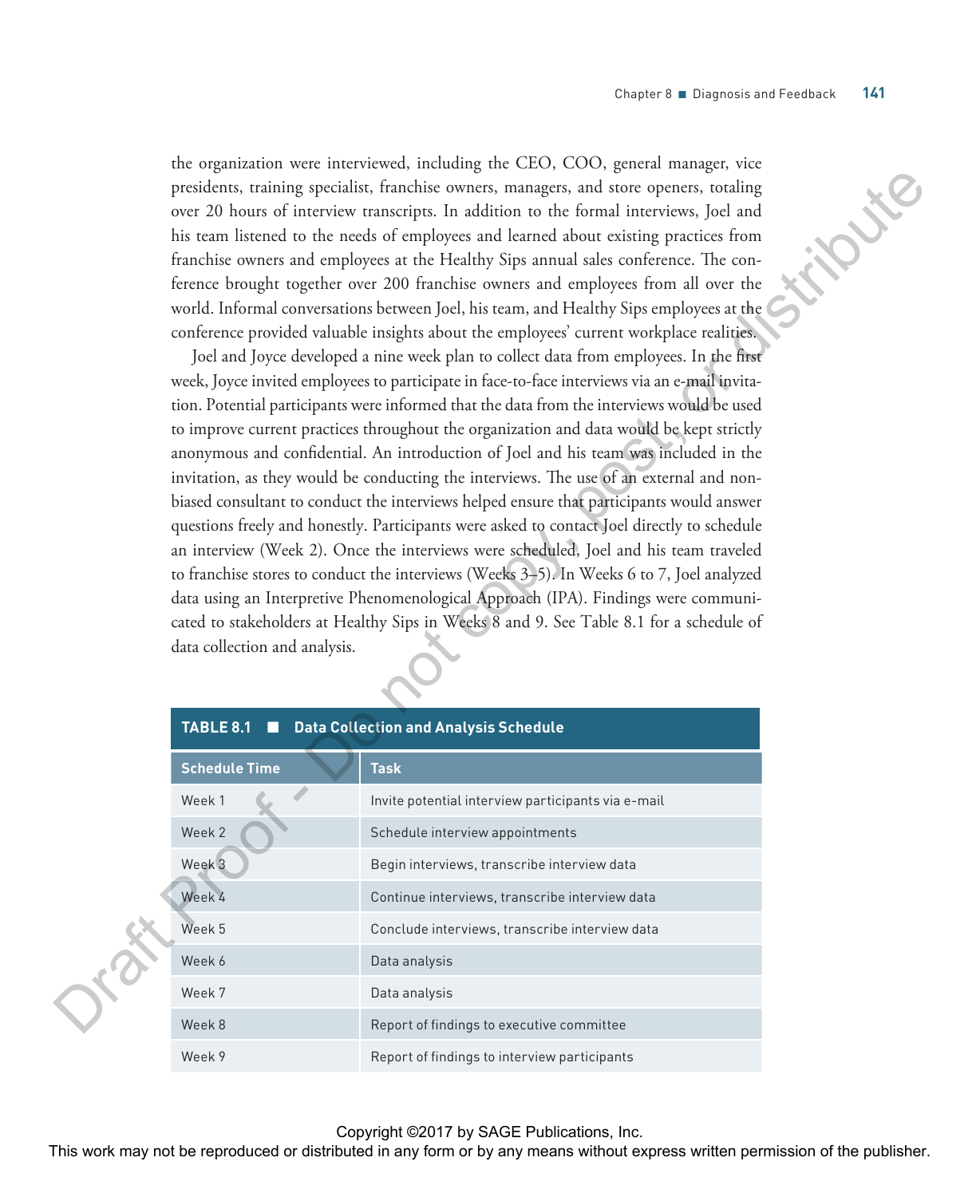the organization were interviewed, including the CEO, COO, general manager, vice presidents, training specialist, franchise owners, managers, and store openers, totaling over 20 hours of interview transcripts. In addition to the formal interviews, Joel and his team listened to the needs of employees and learned about existing practices from franchise owners and employees at the Healthy Sips annual sales conference. The conference brought together over 200 franchise owners and employees from all over the world. Informal conversations between Joel, his team, and Healthy Sips employees at the conference provided valuable insights about the employees' current workplace realities.

Joel and Joyce developed a nine week plan to collect data from employees. In the first week, Joyce invited employees to participate in face-to-face interviews via an e-mail invitation. Potential participants were informed that the data from the interviews would be used to improve current practices throughout the organization and data would be kept strictly anonymous and confidential. An introduction of Joel and his team was included in the invitation, as they would be conducting the interviews. The use of an external and non-biased consultant to conduct the interviews helped ensure that participants would answer questions freely and honestly. Participants were asked to contact Joel directly to schedule an interview (Week 2). Once the interviews were scheduled, Joel and his team traveled to franchise stores to conduct the interviews (Weeks 3–5). In Weeks 6 to 7, Joel analyzed data using an Interpretive Phenomenological Approach (IPA). Findings were communicated to stakeholders at Healthy Sips in Weeks 8 and 9. See Table 8.1 for a schedule of data collection and analysis.

**TABLE 8.1 ■ Data Collection and Analysis Schedule**

| Schedule Time | Task |
|---|---|
| Week 1 | Invite potential interview participants via e-mail |
| Week 2 | Schedule interview appointments |
| Week 3 | Begin interviews, transcribe interview data |
| Week 4 | Continue interviews, transcribe interview data |
| Week 5 | Conclude interviews, transcribe interview data |
| Week 6 | Data analysis |
| Week 7 | Data analysis |
| Week 8 | Report of findings to executive committee |
| Week 9 | Report of findings to interview participants |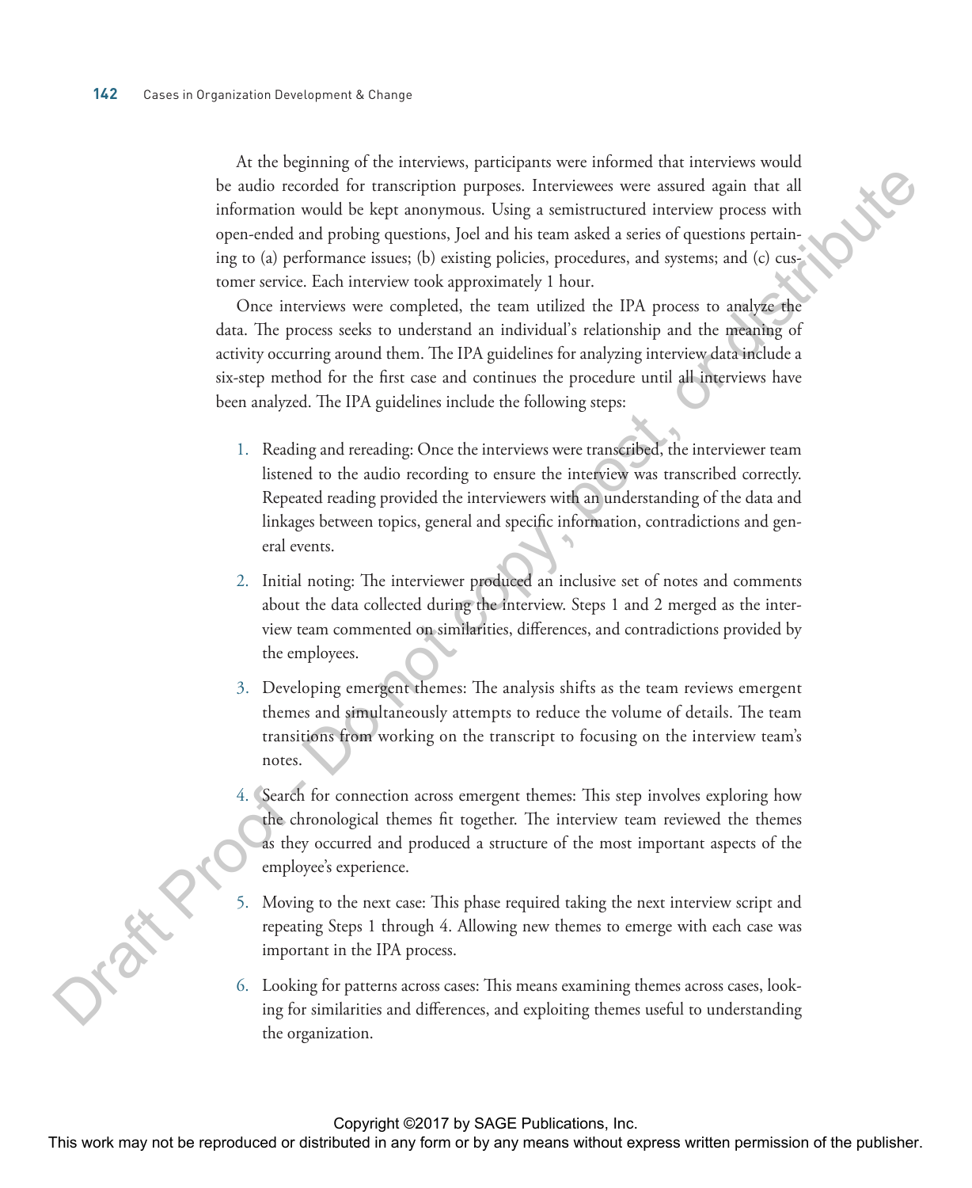At the beginning of the interviews, participants were informed that interviews would be audio recorded for transcription purposes. Interviewees were assured again that all information would be kept anonymous. Using a semistructured interview process with open-ended and probing questions, Joel and his team asked a series of questions pertaining to (a) performance issues; (b) existing policies, procedures, and systems; and (c) customer service. Each interview took approximately 1 hour.

Once interviews were completed, the team utilized the IPA process to analyze the data. The process seeks to understand an individual's relationship and the meaning of activity occurring around them. The IPA guidelines for analyzing interview data include a six-step method for the first case and continues the procedure until all interviews have been analyzed. The IPA guidelines include the following steps:

1. Reading and rereading: Once the interviews were transcribed, the interviewer team listened to the audio recording to ensure the interview was transcribed correctly. Repeated reading provided the interviewers with an understanding of the data and linkages between topics, general and specific information, contradictions and general events.

2. Initial noting: The interviewer produced an inclusive set of notes and comments about the data collected during the interview. Steps 1 and 2 merged as the interview team commented on similarities, differences, and contradictions provided by the employees.

3. Developing emergent themes: The analysis shifts as the team reviews emergent themes and simultaneously attempts to reduce the volume of details. The team transitions from working on the transcript to focusing on the interview team's notes.

4. Search for connection across emergent themes: This step involves exploring how the chronological themes fit together. The interview team reviewed the themes as they occurred and produced a structure of the most important aspects of the employee's experience.

5. Moving to the next case: This phase required taking the next interview script and repeating Steps 1 through 4. Allowing new themes to emerge with each case was important in the IPA process.

6. Looking for patterns across cases: This means examining themes across cases, looking for similarities and differences, and exploiting themes useful to understanding the organization.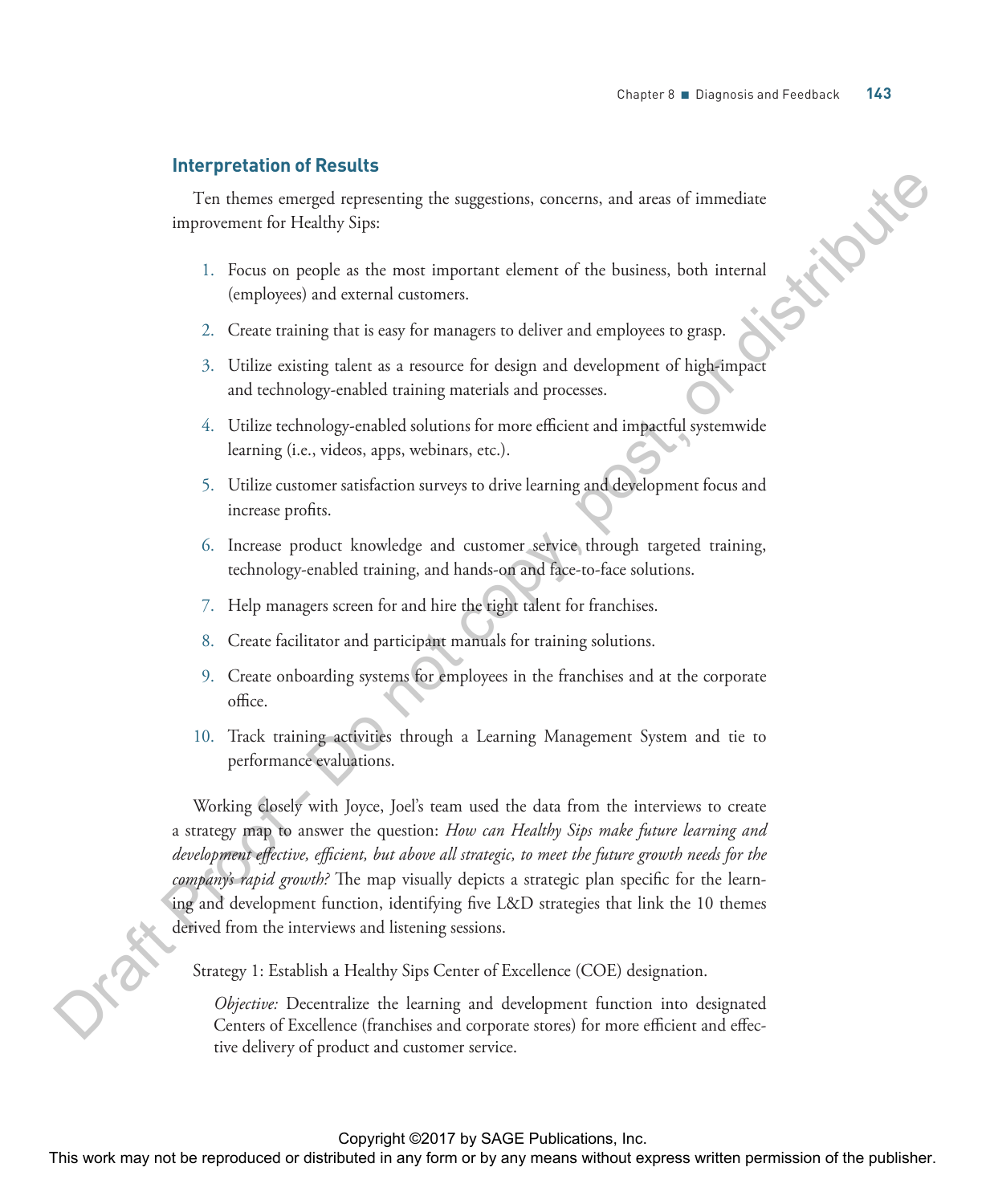### Interpretation of Results

Ten themes emerged representing the suggestions, concerns, and areas of immediate improvement for Healthy Sips:

1. Focus on people as the most important element of the business, both internal (employees) and external customers.
2. Create training that is easy for managers to deliver and employees to grasp.
3. Utilize existing talent as a resource for design and development of high-impact and technology-enabled training materials and processes.
4. Utilize technology-enabled solutions for more efficient and impactful systemwide learning (i.e., videos, apps, webinars, etc.).
5. Utilize customer satisfaction surveys to drive learning and development focus and increase profits.
6. Increase product knowledge and customer service through targeted training, technology-enabled training, and hands-on and face-to-face solutions.
7. Help managers screen for and hire the right talent for franchises.
8. Create facilitator and participant manuals for training solutions.
9. Create onboarding systems for employees in the franchises and at the corporate office.
10. Track training activities through a Learning Management System and tie to performance evaluations.

Working closely with Joyce, Joel's team used the data from the interviews to create a strategy map to answer the question: *How can Healthy Sips make future learning and development effective, efficient, but above all strategic, to meet the future growth needs for the company's rapid growth?* The map visually depicts a strategic plan specific for the learning and development function, identifying five L&D strategies that link the 10 themes derived from the interviews and listening sessions.

Strategy 1: Establish a Healthy Sips Center of Excellence (COE) designation.

*Objective:* Decentralize the learning and development function into designated Centers of Excellence (franchises and corporate stores) for more efficient and effective delivery of product and customer service.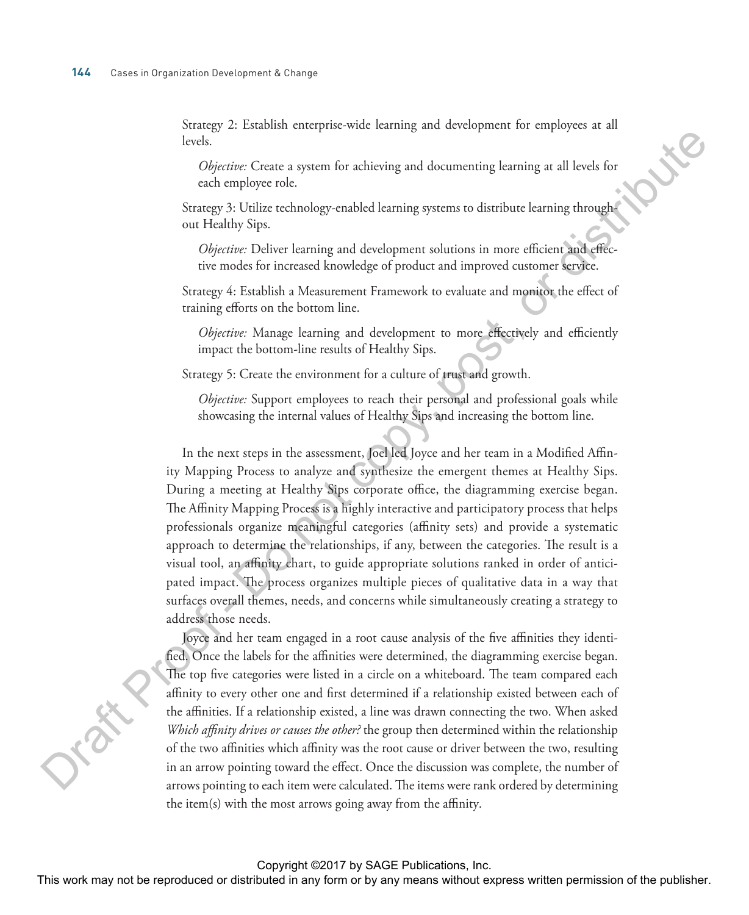Strategy 2: Establish enterprise-wide learning and development for employees at all levels.

*Objective:* Create a system for achieving and documenting learning at all levels for each employee role.

Strategy 3: Utilize technology-enabled learning systems to distribute learning throughout Healthy Sips.

*Objective:* Deliver learning and development solutions in more efficient and effective modes for increased knowledge of product and improved customer service.

Strategy 4: Establish a Measurement Framework to evaluate and monitor the effect of training efforts on the bottom line.

*Objective:* Manage learning and development to more effectively and efficiently impact the bottom-line results of Healthy Sips.

Strategy 5: Create the environment for a culture of trust and growth.

*Objective:* Support employees to reach their personal and professional goals while showcasing the internal values of Healthy Sips and increasing the bottom line.

In the next steps in the assessment, Joel led Joyce and her team in a Modified Affinity Mapping Process to analyze and synthesize the emergent themes at Healthy Sips. During a meeting at Healthy Sips corporate office, the diagramming exercise began. The Affinity Mapping Process is a highly interactive and participatory process that helps professionals organize meaningful categories (affinity sets) and provide a systematic approach to determine the relationships, if any, between the categories. The result is a visual tool, an affinity chart, to guide appropriate solutions ranked in order of anticipated impact. The process organizes multiple pieces of qualitative data in a way that surfaces overall themes, needs, and concerns while simultaneously creating a strategy to address those needs.

Joyce and her team engaged in a root cause analysis of the five affinities they identified. Once the labels for the affinities were determined, the diagramming exercise began. The top five categories were listed in a circle on a whiteboard. The team compared each affinity to every other one and first determined if a relationship existed between each of the affinities. If a relationship existed, a line was drawn connecting the two. When asked *Which affinity drives or causes the other?* the group then determined within the relationship of the two affinities which affinity was the root cause or driver between the two, resulting in an arrow pointing toward the effect. Once the discussion was complete, the number of arrows pointing to each item were calculated. The items were rank ordered by determining the item(s) with the most arrows going away from the affinity.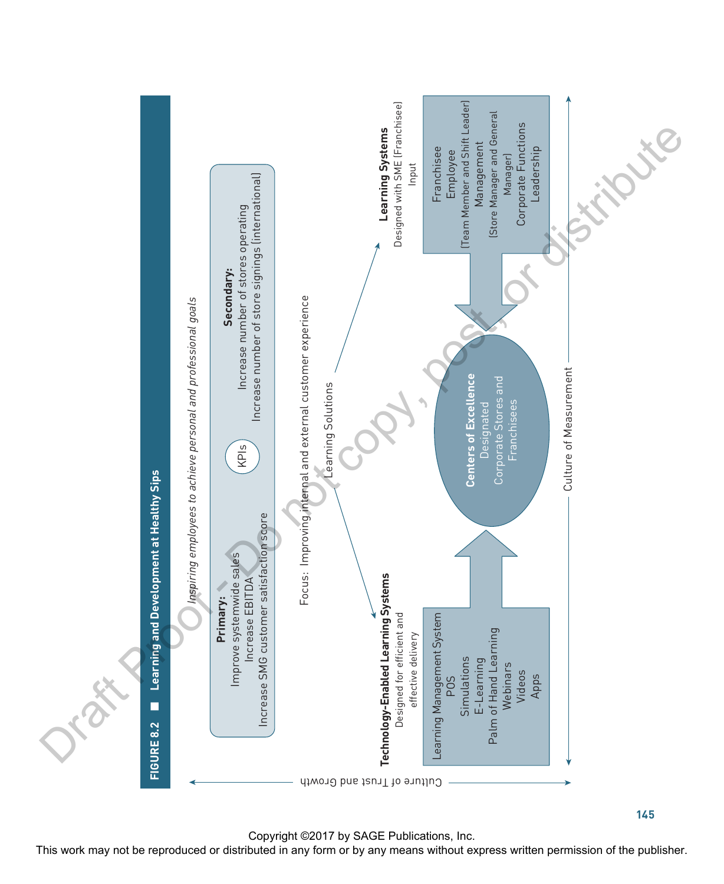**FIGURE 8.2 ■ Learning and Development at Healthy Sips**

*Inspiring employees to achieve personal and professional goals*

**KPIs**

**Primary:**
- Improve systemwide sales
- Increase EBITDA
- Increase SMG customer satisfaction score

**Secondary:**
- Increase number of stores operating
- Increase number of store signings (international)

Focus: Improving internal and external customer experience

Learning Solutions

**Technology-Enabled Learning Systems**
Designed for efficient and effective delivery

- Learning Management System
- POS
- Simulations
- E-Learning
- Palm of Hand Learning
- Webinars
- Videos
- Apps

**Learning Systems**
Designed with SME (Franchisee) Input

- Franchisee
- Employee (Team Member and Shift Leader)
- Management (Store Manager and General Manager)
- Corporate Functions
- Leadership

**Centers of Excellence**
Designated Corporate Stores and Franchisees

Culture of Measurement

Culture of Trust and Growth

Copyright ©2017 by SAGE Publications, Inc.
This work may not be reproduced or distributed in any form or by any means without express written permission of the publisher.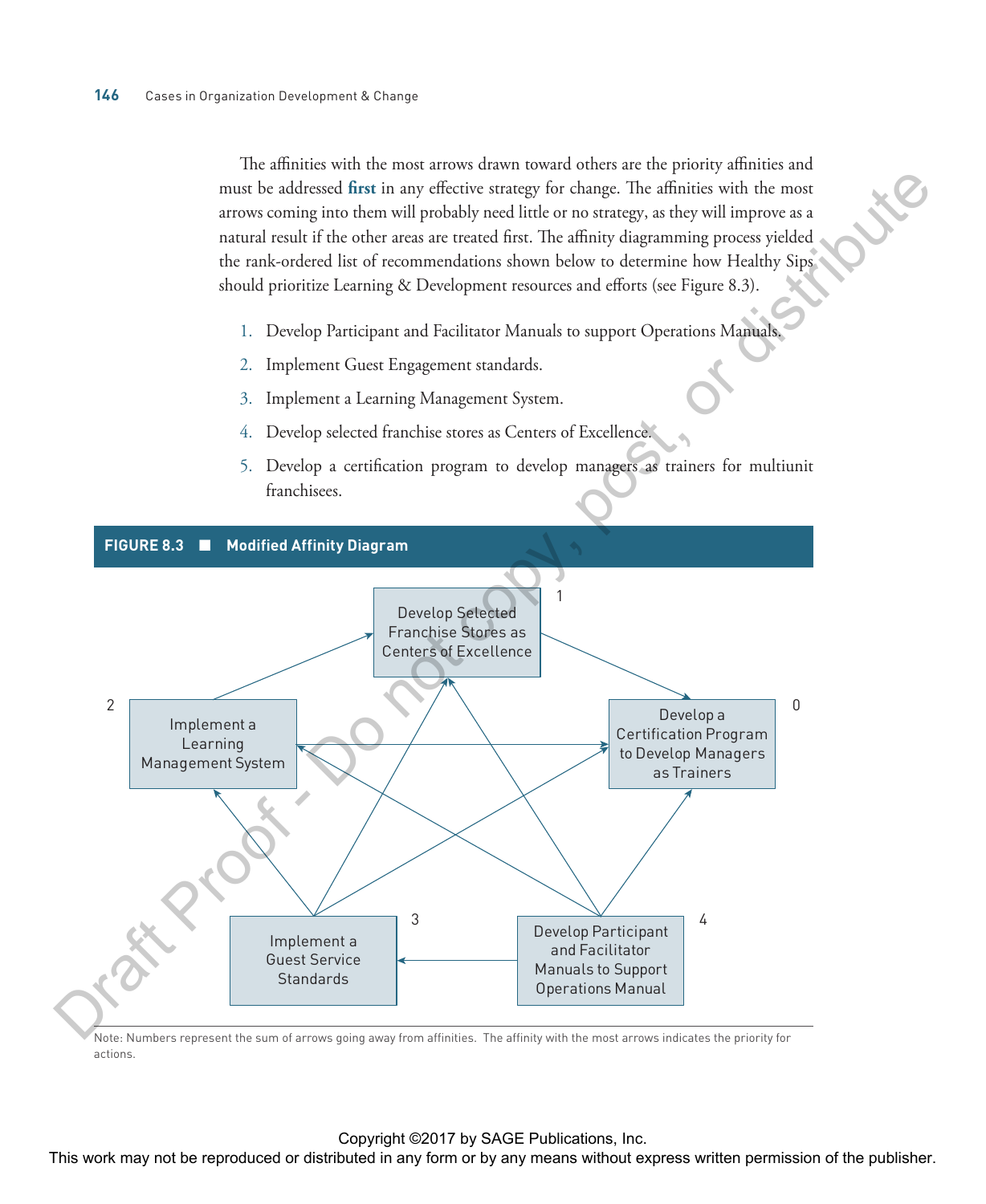The affinities with the most arrows drawn toward others are the priority affinities and must be addressed **first** in any effective strategy for change. The affinities with the most arrows coming into them will probably need little or no strategy, as they will improve as a natural result if the other areas are treated first. The affinity diagramming process yielded the rank-ordered list of recommendations shown below to determine how Healthy Sips should prioritize Learning & Development resources and efforts (see Figure 8.3).

1. Develop Participant and Facilitator Manuals to support Operations Manuals.
2. Implement Guest Engagement standards.
3. Implement a Learning Management System.
4. Develop selected franchise stores as Centers of Excellence.
5. Develop a certification program to develop managers as trainers for multiunit franchisees.

**FIGURE 8.3 ■ Modified Affinity Diagram**

Develop Selected Franchise Stores as Centers of Excellence — 1

Implement a Learning Management System — 2

Develop a Certification Program to Develop Managers as Trainers — 0

Implement a Guest Service Standards — 3

Develop Participant and Facilitator Manuals to Support Operations Manual — 4

Note: Numbers represent the sum of arrows going away from affinities. The affinity with the most arrows indicates the priority for actions.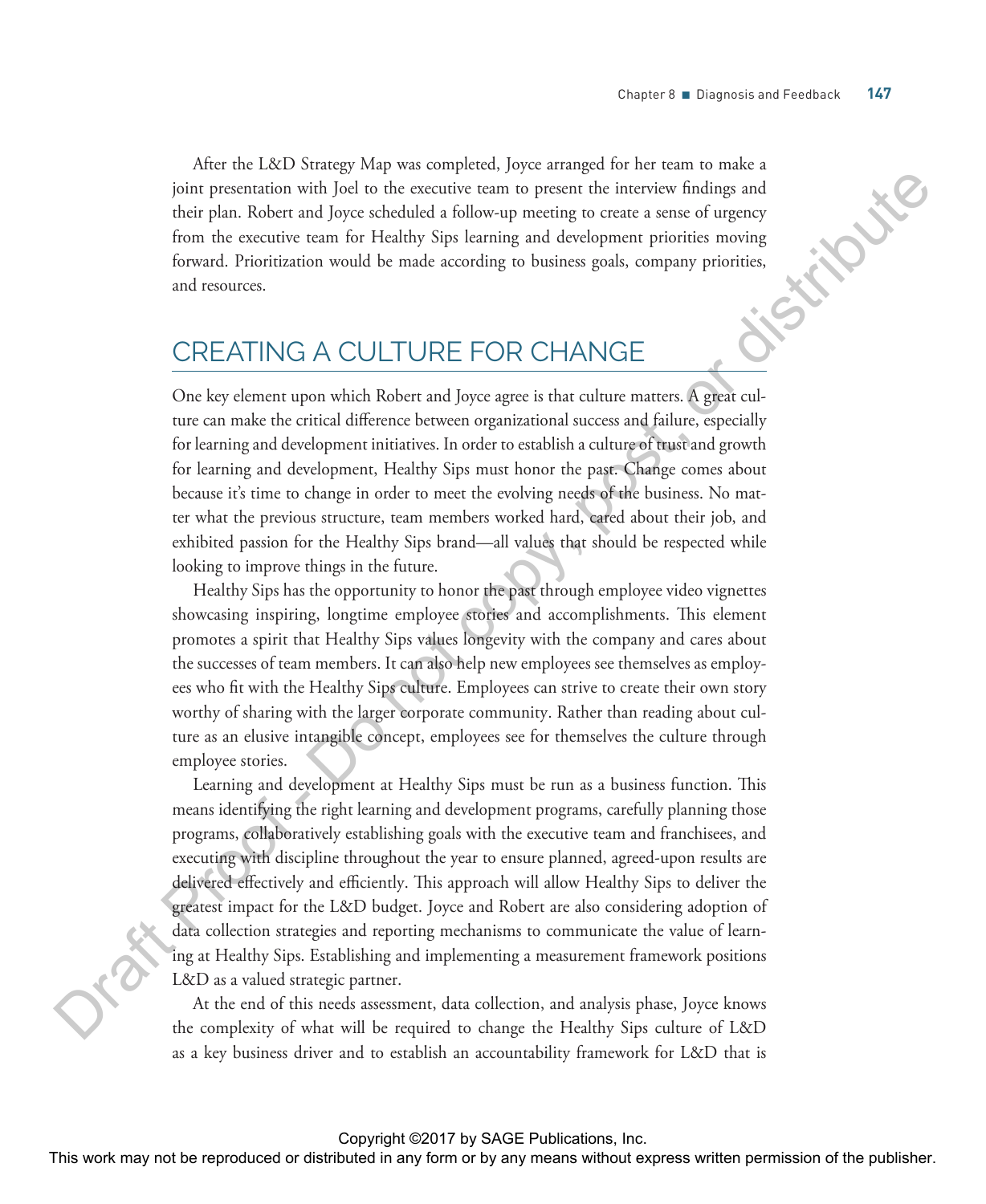After the L&D Strategy Map was completed, Joyce arranged for her team to make a joint presentation with Joel to the executive team to present the interview findings and their plan. Robert and Joyce scheduled a follow-up meeting to create a sense of urgency from the executive team for Healthy Sips learning and development priorities moving forward. Prioritization would be made according to business goals, company priorities, and resources.

## CREATING A CULTURE FOR CHANGE

One key element upon which Robert and Joyce agree is that culture matters. A great culture can make the critical difference between organizational success and failure, especially for learning and development initiatives. In order to establish a culture of trust and growth for learning and development, Healthy Sips must honor the past. Change comes about because it's time to change in order to meet the evolving needs of the business. No matter what the previous structure, team members worked hard, cared about their job, and exhibited passion for the Healthy Sips brand—all values that should be respected while looking to improve things in the future.

Healthy Sips has the opportunity to honor the past through employee video vignettes showcasing inspiring, longtime employee stories and accomplishments. This element promotes a spirit that Healthy Sips values longevity with the company and cares about the successes of team members. It can also help new employees see themselves as employees who fit with the Healthy Sips culture. Employees can strive to create their own story worthy of sharing with the larger corporate community. Rather than reading about culture as an elusive intangible concept, employees see for themselves the culture through employee stories.

Learning and development at Healthy Sips must be run as a business function. This means identifying the right learning and development programs, carefully planning those programs, collaboratively establishing goals with the executive team and franchisees, and executing with discipline throughout the year to ensure planned, agreed-upon results are delivered effectively and efficiently. This approach will allow Healthy Sips to deliver the greatest impact for the L&D budget. Joyce and Robert are also considering adoption of data collection strategies and reporting mechanisms to communicate the value of learning at Healthy Sips. Establishing and implementing a measurement framework positions L&D as a valued strategic partner.

At the end of this needs assessment, data collection, and analysis phase, Joyce knows the complexity of what will be required to change the Healthy Sips culture of L&D as a key business driver and to establish an accountability framework for L&D that is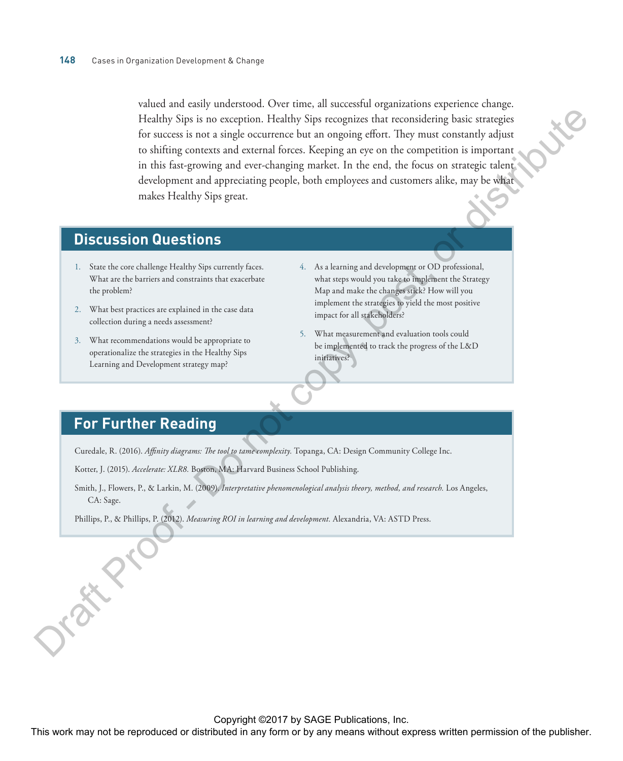valued and easily understood. Over time, all successful organizations experience change. Healthy Sips is no exception. Healthy Sips recognizes that reconsidering basic strategies for success is not a single occurrence but an ongoing effort. They must constantly adjust to shifting contexts and external forces. Keeping an eye on the competition is important in this fast-growing and ever-changing market. In the end, the focus on strategic talent development and appreciating people, both employees and customers alike, may be what makes Healthy Sips great.

## Discussion Questions

1. State the core challenge Healthy Sips currently faces. What are the barriers and constraints that exacerbate the problem?
2. What best practices are explained in the case data collection during a needs assessment?
3. What recommendations would be appropriate to operationalize the strategies in the Healthy Sips Learning and Development strategy map?
4. As a learning and development or OD professional, what steps would you take to implement the Strategy Map and make the changes stick? How will you implement the strategies to yield the most positive impact for all stakeholders?
5. What measurement and evaluation tools could be implemented to track the progress of the L&D initiatives?

## For Further Reading

Curedale, R. (2016). *Affinity diagrams: The tool to tame complexity.* Topanga, CA: Design Community College Inc.

Kotter, J. (2015). *Accelerate: XLR8.* Boston, MA: Harvard Business School Publishing.

Smith, J., Flowers, P., & Larkin, M. (2009). *Interpretative phenomenological analysis theory, method, and research.* Los Angeles, CA: Sage.

Phillips, P., & Phillips, P. (2012). *Measuring ROI in learning and development.* Alexandria, VA: ASTD Press.